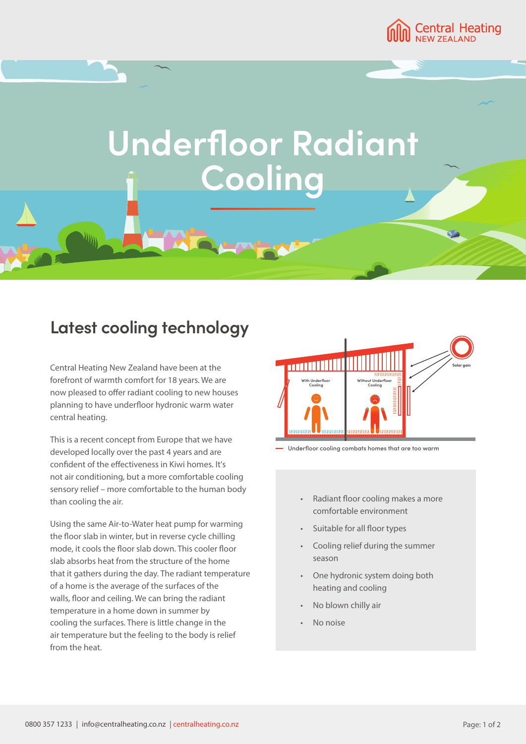# Underfloor Radiant Cooling

## Latest cooling technology

Central Heating New Zealand have been at the forefront of warmth comfort for 18 years. We are now pleased to offer radiant cooling to new houses planning to have underfloor hydronic warm water central heating.

This is a recent concept from Europe that we have developed locally over the past 4 years and are confident of the effectiveness in Kiwi homes. It's not air conditioning, but a more comfortable cooling sensory relief – more comfortable to the human body than cooling the air.

Using the same Air-to-Water heat pump for warming the floor slab in winter, but in reverse cycle chilling mode, it cools the floor slab down. This cooler floor slab absorbs heat from the structure of the home that it gathers during the day. The radiant temperature of a home is the average of the surfaces of the walls, floor and ceiling. We can bring the radiant temperature in a home down in summer by cooling the surfaces. There is little change in the air temperature but the feeling to the body is relief from the heat.

With Underfloor Cooling

Without Underfloor Cooling

Solar gain

Underfloor cooling combats homes that are too warm

- Radiant floor cooling makes a more comfortable environment
- Suitable for all floor types
- Cooling relief during the summer season
- One hydronic system doing both heating and cooling
- No blown chilly air
- No noise

0800 357 1233 | info@centralheating.co.nz | centralheating.co.nz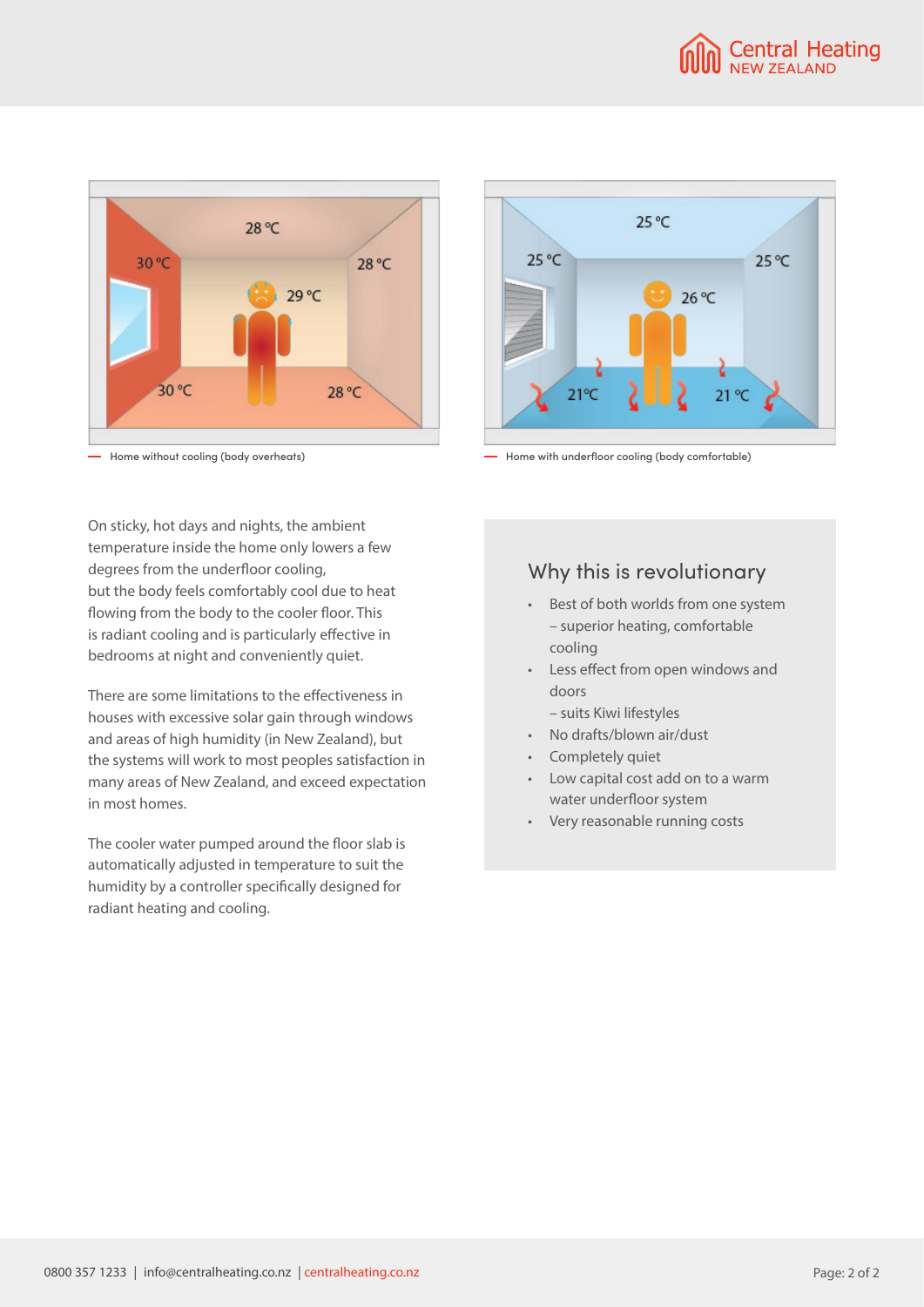30 °C
28 °C
28 °C
29 °C
30 °C
28 °C

Home without cooling (body overheats)

25 °C
25 °C
25 °C
26 °C
21°C
21 °C

Home with underfloor cooling (body comfortable)

On sticky, hot days and nights, the ambient temperature inside the home only lowers a few degrees from the underfloor cooling, but the body feels comfortably cool due to heat flowing from the body to the cooler floor. This is radiant cooling and is particularly effective in bedrooms at night and conveniently quiet.

There are some limitations to the effectiveness in houses with excessive solar gain through windows and areas of high humidity (in New Zealand), but the systems will work to most peoples satisfaction in many areas of New Zealand, and exceed expectation in most homes.

The cooler water pumped around the floor slab is automatically adjusted in temperature to suit the humidity by a controller specifically designed for radiant heating and cooling.

## Why this is revolutionary

- Best of both worlds from one system – superior heating, comfortable cooling
- Less effect from open windows and doors – suits Kiwi lifestyles
- No drafts/blown air/dust
- Completely quiet
- Low capital cost add on to a warm water underfloor system
- Very reasonable running costs

0800 357 1233 | info@centralheating.co.nz | centralheating.co.nz